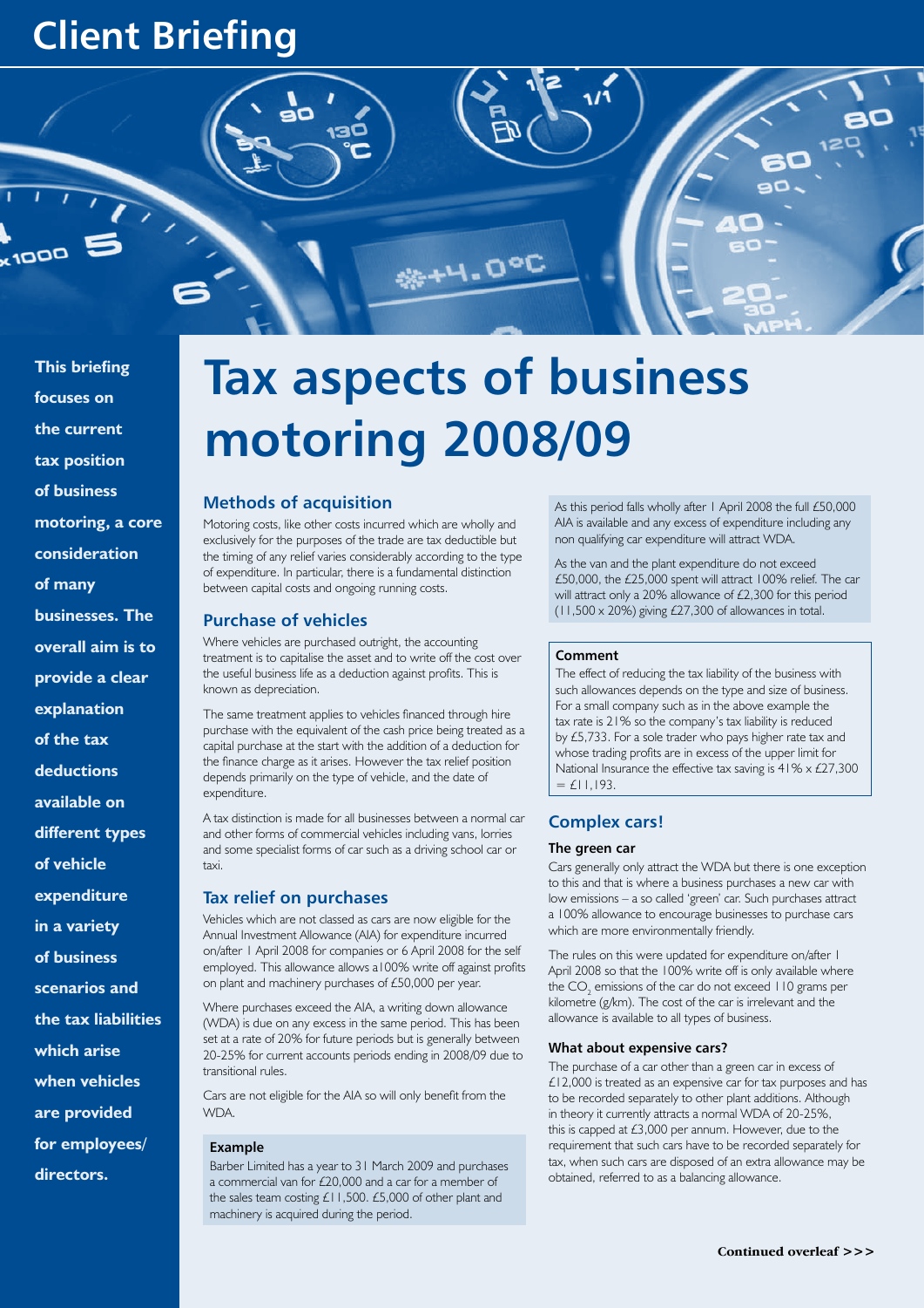# Client Briefing

**This briefing focuses on the current tax position of business motoring, a core consideration of many businesses. The overall aim is to provide a clear explanation of the tax deductions available on different types of vehicle expenditure in a variety of business scenarios and the tax liabilities which arise when vehicles are provided for employees/ directors.**

# Tax aspects of business motoring 2008/09

## Methods of acquisition

Motoring costs, like other costs incurred which are wholly and exclusively for the purposes of the trade are tax deductible but the timing of any relief varies considerably according to the type of expenditure. In particular, there is a fundamental distinction between capital costs and ongoing running costs.

## Purchase of vehicles

Where vehicles are purchased outright, the accounting treatment is to capitalise the asset and to write off the cost over the useful business life as a deduction against profits. This is known as depreciation.

The same treatment applies to vehicles financed through hire purchase with the equivalent of the cash price being treated as a capital purchase at the start with the addition of a deduction for the finance charge as it arises. However the tax relief position depends primarily on the type of vehicle, and the date of expenditure.

A tax distinction is made for all businesses between a normal car and other forms of commercial vehicles including vans, lorries and some specialist forms of car such as a driving school car or taxi.

## Tax relief on purchases

Vehicles which are not classed as cars are now eligible for the Annual Investment Allowance (AIA) for expenditure incurred on/after 1 April 2008 for companies or 6 April 2008 for the self employed. This allowance allows a100% write off against profits on plant and machinery purchases of £50,000 per year.

Where purchases exceed the AIA, a writing down allowance (WDA) is due on any excess in the same period. This has been set at a rate of 20% for future periods but is generally between 20-25% for current accounts periods ending in 2008/09 due to transitional rules.

Cars are not eligible for the AIA so will only benefit from the WDA.

### Example

Barber Limited has a year to 31 March 2009 and purchases a commercial van for £20,000 and a car for a member of the sales team costing £11,500. £5,000 of other plant and machinery is acquired during the period.

As this period falls wholly after 1 April 2008 the full £50,000 AIA is available and any excess of expenditure including any non qualifying car expenditure will attract WDA.

As the van and the plant expenditure do not exceed £50,000, the £25,000 spent will attract 100% relief. The car will attract only a 20% allowance of £2,300 for this period (11,500 x 20%) giving £27,300 of allowances in total.

### Comment

The effect of reducing the tax liability of the business with such allowances depends on the type and size of business. For a small company such as in the above example the tax rate is 21% so the company's tax liability is reduced by £5,733. For a sole trader who pays higher rate tax and whose trading profits are in excess of the upper limit for National Insurance the effective tax saving is 41% x £27,300 = £11,193.

## Complex cars!

### The green car

Cars generally only attract the WDA but there is one exception to this and that is where a business purchases a new car with low emissions – a so called 'green' car. Such purchases attract a 100% allowance to encourage businesses to purchase cars which are more environmentally friendly.

The rules on this were updated for expenditure on/after 1 April 2008 so that the 100% write off is only available where the $CO_2$ emissions of the car do not exceed 110 grams per kilometre (g/km). The cost of the car is irrelevant and the allowance is available to all types of business.

### What about expensive cars?

The purchase of a car other than a green car in excess of £12,000 is treated as an expensive car for tax purposes and has to be recorded separately to other plant additions. Although in theory it currently attracts a normal WDA of 20-25%, this is capped at £3,000 per annum. However, due to the requirement that such cars have to be recorded separately for tax, when such cars are disposed of an extra allowance may be obtained, referred to as a balancing allowance.

**Continued overleaf >>>**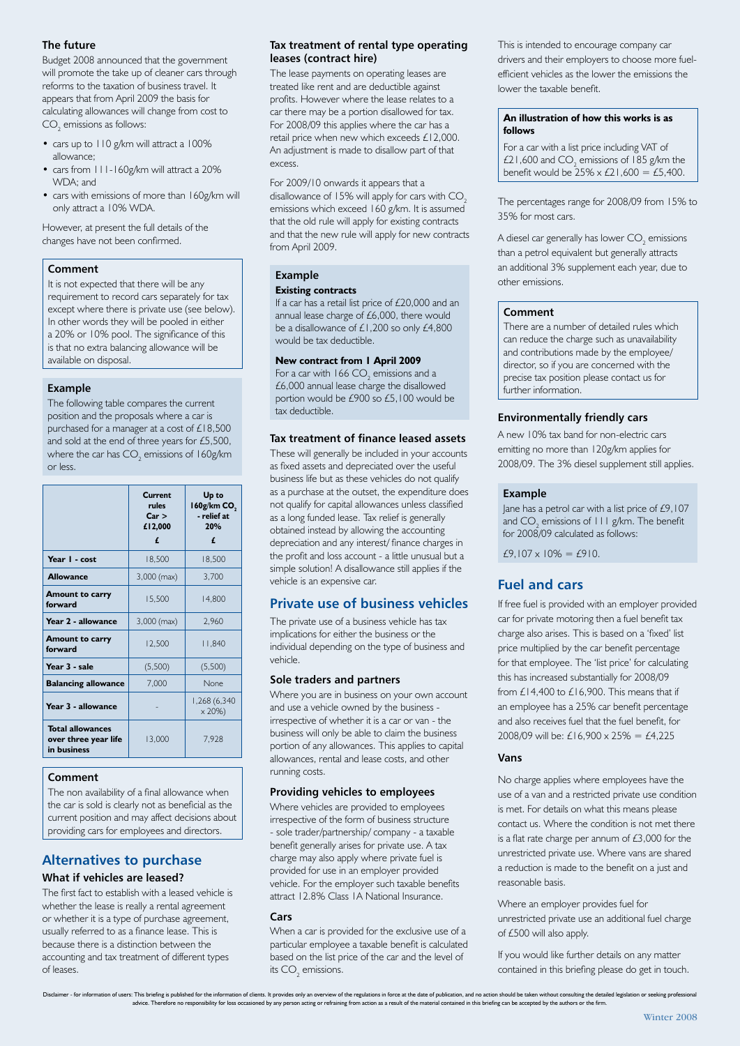### The future

Budget 2008 announced that the government will promote the take up of cleaner cars through reforms to the taxation of business travel. It appears that from April 2009 the basis for calculating allowances will change from cost to $CO_2$ emissions as follows:

- cars up to 110 g/km will attract a 100% allowance;
- cars from 111-160g/km will attract a 20% WDA; and
- cars with emissions of more than 160g/km will only attract a 10% WDA.

However, at present the full details of the changes have not been confirmed.

#### Comment

It is not expected that there will be any requirement to record cars separately for tax except where there is private use (see below). In other words they will be pooled in either a 20% or 10% pool. The significance of this is that no extra balancing allowance will be available on disposal.

#### Example

The following table compares the current position and the proposals where a car is purchased for a manager at a cost of £18,500 and sold at the end of three years for £5,500, where the car has $CO_2$ emissions of 160g/km or less.

| | Current rules Car > £12,000 £ | Up to 160g/km $CO_2$ - relief at 20% £ |
|---|---|---|
| **Year 1 - cost** | 18,500 | 18,500 |
| **Allowance** | 3,000 (max) | 3,700 |
| **Amount to carry forward** | 15,500 | 14,800 |
| **Year 2 - allowance** | 3,000 (max) | 2,960 |
| **Amount to carry forward** | 12,500 | 11,840 |
| **Year 3 - sale** | (5,500) | (5,500) |
| **Balancing allowance** | 7,000 | None |
| **Year 3 - allowance** | - | 1,268 (6,340 x 20%) |
| **Total allowances over three year life in business** | 13,000 | 7,928 |

#### Comment

The non availability of a final allowance when the car is sold is clearly not as beneficial as the current position and may affect decisions about providing cars for employees and directors.

## Alternatives to purchase

### What if vehicles are leased?

The first fact to establish with a leased vehicle is whether the lease is really a rental agreement or whether it is a type of purchase agreement, usually referred to as a finance lease. This is because there is a distinction between the accounting and tax treatment of different types of leases.

### Tax treatment of rental type operating leases (contract hire)

The lease payments on operating leases are treated like rent and are deductible against profits. However where the lease relates to a car there may be a portion disallowed for tax. For 2008/09 this applies where the car has a retail price when new which exceeds £12,000. An adjustment is made to disallow part of that excess.

For 2009/10 onwards it appears that a disallowance of 15% will apply for cars with $CO_2$ emissions which exceed 160 g/km. It is assumed that the old rule will apply for existing contracts and that the new rule will apply for new contracts from April 2009.

#### Example

**Existing contracts**

If a car has a retail list price of £20,000 and an annual lease charge of £6,000, there would be a disallowance of £1,200 so only £4,800 would be tax deductible.

**New contract from 1 April 2009**

For a car with 166 $CO_2$ emissions and a £6,000 annual lease charge the disallowed portion would be £900 so £5,100 would be tax deductible.

### Tax treatment of finance leased assets

These will generally be included in your accounts as fixed assets and depreciated over the useful business life but as these vehicles do not qualify as a purchase at the outset, the expenditure does not qualify for capital allowances unless classified as a long funded lease. Tax relief is generally obtained instead by allowing the accounting depreciation and any interest/ finance charges in the profit and loss account - a little unusual but a simple solution! A disallowance still applies if the vehicle is an expensive car.

## Private use of business vehicles

The private use of a business vehicle has tax implications for either the business or the individual depending on the type of business and vehicle.

### Sole traders and partners

Where you are in business on your own account and use a vehicle owned by the business - irrespective of whether it is a car or van - the business will only be able to claim the business portion of any allowances. This applies to capital allowances, rental and lease costs, and other running costs.

### Providing vehicles to employees

Where vehicles are provided to employees irrespective of the form of business structure - sole trader/partnership/ company - a taxable benefit generally arises for private use. A tax charge may also apply where private fuel is provided for use in an employer provided vehicle. For the employer such taxable benefits attract 12.8% Class 1A National Insurance.

### Cars

When a car is provided for the exclusive use of a particular employee a taxable benefit is calculated based on the list price of the car and the level of its $CO_2$ emissions.

This is intended to encourage company car drivers and their employers to choose more fuel-efficient vehicles as the lower the emissions the lower the taxable benefit.

#### An illustration of how this works is as follows

For a car with a list price including VAT of £21,600 and $CO_2$ emissions of 185 g/km the benefit would be 25% x £21,600 = £5,400.

The percentages range for 2008/09 from 15% to 35% for most cars.

A diesel car generally has lower $CO_2$ emissions than a petrol equivalent but generally attracts an additional 3% supplement each year, due to other emissions.

#### Comment

There are a number of detailed rules which can reduce the charge such as unavailability and contributions made by the employee/ director, so if you are concerned with the precise tax position please contact us for further information.

### Environmentally friendly cars

A new 10% tax band for non-electric cars emitting no more than 120g/km applies for 2008/09. The 3% diesel supplement still applies.

#### Example

Jane has a petrol car with a list price of £9,107 and $CO_2$ emissions of 111 g/km. The benefit for 2008/09 calculated as follows:

£9,107 x 10% = £910.

## Fuel and cars

If free fuel is provided with an employer provided car for private motoring then a fuel benefit tax charge also arises. This is based on a 'fixed' list price multiplied by the car benefit percentage for that employee. The 'list price' for calculating this has increased substantially for 2008/09 from £14,400 to £16,900. This means that if an employee has a 25% car benefit percentage and also receives fuel that the fuel benefit, for 2008/09 will be: £16,900 x 25% = £4,225

### Vans

No charge applies where employees have the use of a van and a restricted private use condition is met. For details on what this means please contact us. Where the condition is not met there is a flat rate charge per annum of £3,000 for the unrestricted private use. Where vans are shared a reduction is made to the benefit on a just and reasonable basis.

Where an employer provides fuel for unrestricted private use an additional fuel charge of £500 will also apply.

If you would like further details on any matter contained in this briefing please do get in touch.

Disclaimer - for information of users: This briefing is published for the information of clients. It provides only an overview of the regulations in force at the date of publication, and no action should be taken without consulting the detailed legislation or seeking professional advice. Therefore no responsibility for loss occasioned by any person acting or refraining from action as a result of the material contained in this briefing can be accepted by the authors or the firm.